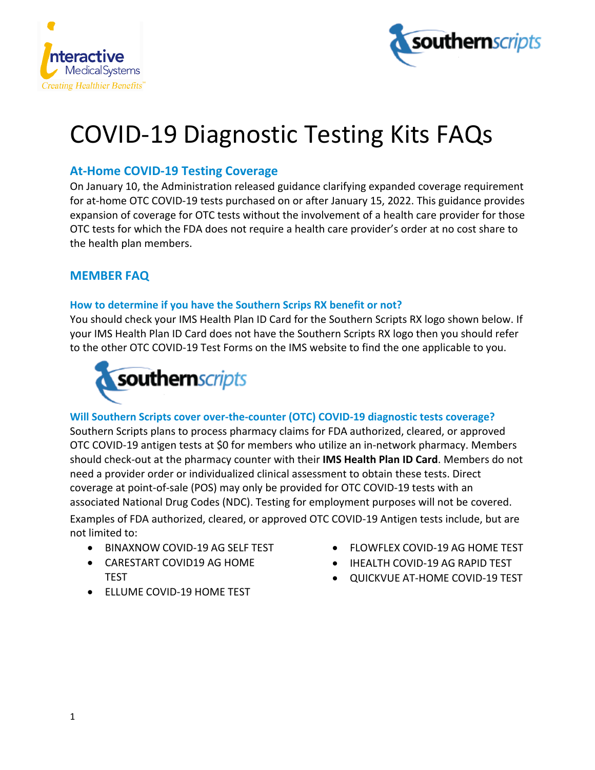# COVID-19 Diagnostic Testing Kits FAQs

## At-Home COVID-19 Testing Coverage

On January 10, the Administration released guidance clarifying expanded coverage requirement for at-home OTC COVID-19 tests purchased on or after January 15, 2022. This guidance provides expansion of coverage for OTC tests without the involvement of a health care provider for those OTC tests for which the FDA does not require a health care provider's order at no cost share to the health plan members.

## MEMBER FAQ

### How to determine if you have the Southern Scrips RX benefit or not?

You should check your IMS Health Plan ID Card for the Southern Scripts RX logo shown below. If your IMS Health Plan ID Card does not have the Southern Scripts RX logo then you should refer to the other OTC COVID-19 Test Forms on the IMS website to find the one applicable to you.

### Will Southern Scripts cover over-the-counter (OTC) COVID-19 diagnostic tests coverage?

Southern Scripts plans to process pharmacy claims for FDA authorized, cleared, or approved OTC COVID-19 antigen tests at $0 for members who utilize an in-network pharmacy. Members should check-out at the pharmacy counter with their **IMS Health Plan ID Card**. Members do not need a provider order or individualized clinical assessment to obtain these tests. Direct coverage at point-of-sale (POS) may only be provided for OTC COVID-19 tests with an associated National Drug Codes (NDC). Testing for employment purposes will not be covered.

Examples of FDA authorized, cleared, or approved OTC COVID-19 Antigen tests include, but are not limited to:

- BINAXNOW COVID-19 AG SELF TEST
- CARESTART COVID19 AG HOME TEST
- ELLUME COVID-19 HOME TEST
- FLOWFLEX COVID-19 AG HOME TEST
- IHEALTH COVID-19 AG RAPID TEST
- QUICKVUE AT-HOME COVID-19 TEST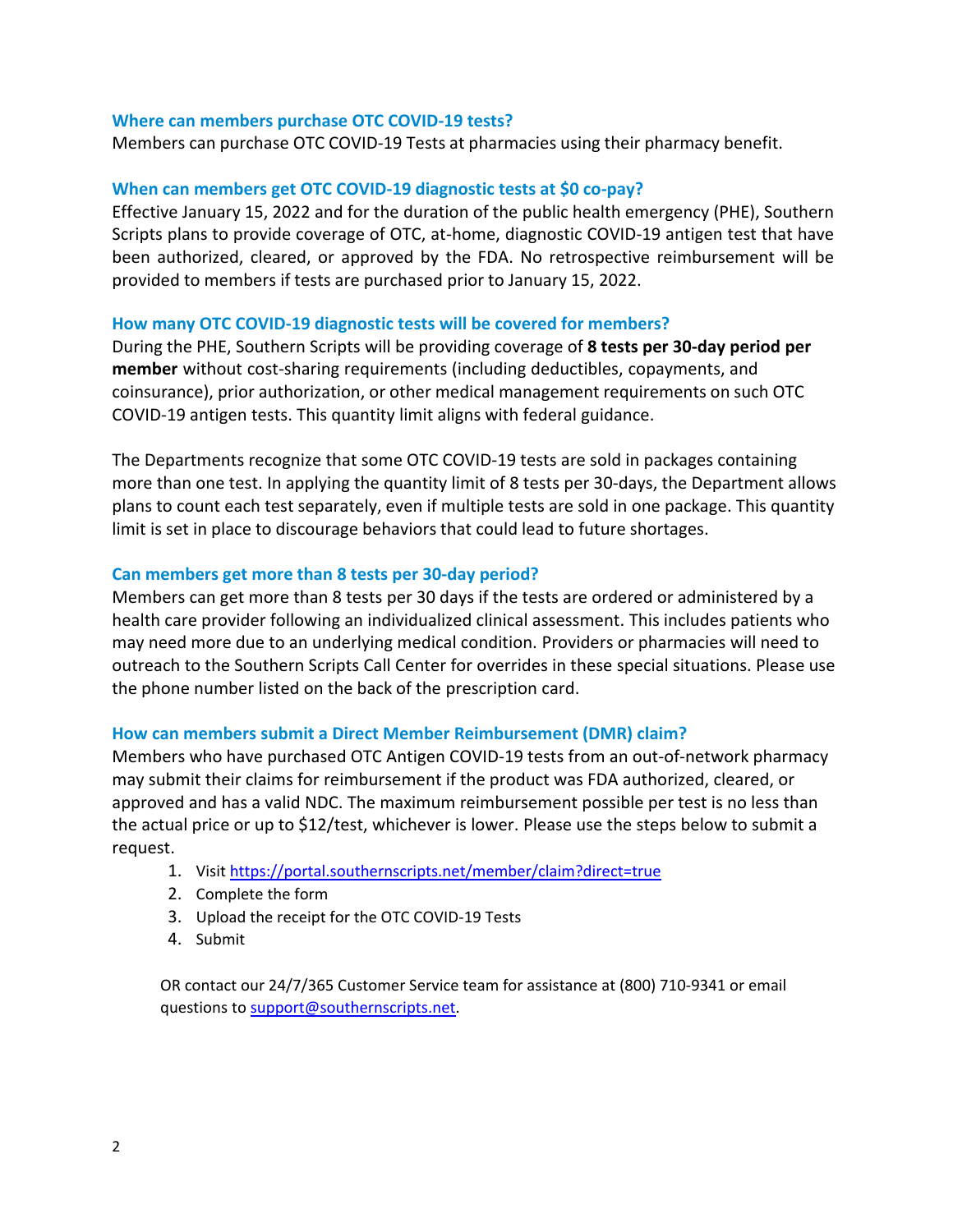### Where can members purchase OTC COVID-19 tests?

Members can purchase OTC COVID-19 Tests at pharmacies using their pharmacy benefit.

### When can members get OTC COVID-19 diagnostic tests at $0 co-pay?

Effective January 15, 2022 and for the duration of the public health emergency (PHE), Southern Scripts plans to provide coverage of OTC, at-home, diagnostic COVID-19 antigen test that have been authorized, cleared, or approved by the FDA. No retrospective reimbursement will be provided to members if tests are purchased prior to January 15, 2022.

### How many OTC COVID-19 diagnostic tests will be covered for members?

During the PHE, Southern Scripts will be providing coverage of **8 tests per 30-day period per member** without cost-sharing requirements (including deductibles, copayments, and coinsurance), prior authorization, or other medical management requirements on such OTC COVID-19 antigen tests. This quantity limit aligns with federal guidance.

The Departments recognize that some OTC COVID-19 tests are sold in packages containing more than one test. In applying the quantity limit of 8 tests per 30-days, the Department allows plans to count each test separately, even if multiple tests are sold in one package. This quantity limit is set in place to discourage behaviors that could lead to future shortages.

### Can members get more than 8 tests per 30-day period?

Members can get more than 8 tests per 30 days if the tests are ordered or administered by a health care provider following an individualized clinical assessment. This includes patients who may need more due to an underlying medical condition. Providers or pharmacies will need to outreach to the Southern Scripts Call Center for overrides in these special situations. Please use the phone number listed on the back of the prescription card.

### How can members submit a Direct Member Reimbursement (DMR) claim?

Members who have purchased OTC Antigen COVID-19 tests from an out-of-network pharmacy may submit their claims for reimbursement if the product was FDA authorized, cleared, or approved and has a valid NDC. The maximum reimbursement possible per test is no less than the actual price or up to $12/test, whichever is lower. Please use the steps below to submit a request.

1. Visit https://portal.southernscripts.net/member/claim?direct=true
2. Complete the form
3. Upload the receipt for the OTC COVID-19 Tests
4. Submit

OR contact our 24/7/365 Customer Service team for assistance at (800) 710-9341 or email questions to support@southernscripts.net.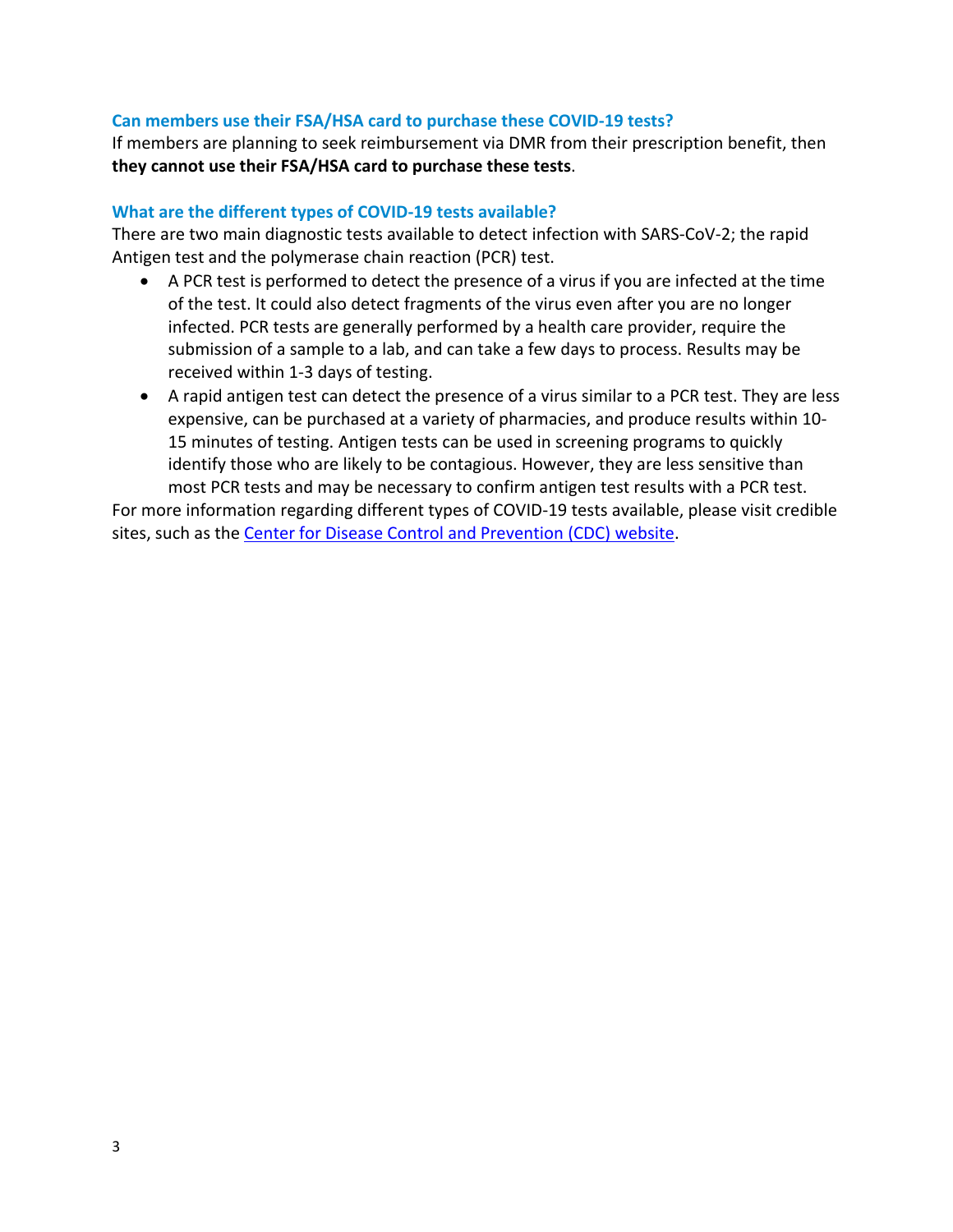### Can members use their FSA/HSA card to purchase these COVID-19 tests?

If members are planning to seek reimbursement via DMR from their prescription benefit, then **they cannot use their FSA/HSA card to purchase these tests**.

### What are the different types of COVID-19 tests available?

There are two main diagnostic tests available to detect infection with SARS-CoV-2; the rapid Antigen test and the polymerase chain reaction (PCR) test.

- A PCR test is performed to detect the presence of a virus if you are infected at the time of the test. It could also detect fragments of the virus even after you are no longer infected. PCR tests are generally performed by a health care provider, require the submission of a sample to a lab, and can take a few days to process. Results may be received within 1-3 days of testing.
- A rapid antigen test can detect the presence of a virus similar to a PCR test. They are less expensive, can be purchased at a variety of pharmacies, and produce results within 10-15 minutes of testing. Antigen tests can be used in screening programs to quickly identify those who are likely to be contagious. However, they are less sensitive than most PCR tests and may be necessary to confirm antigen test results with a PCR test.

For more information regarding different types of COVID-19 tests available, please visit credible sites, such as the [Center for Disease Control and Prevention (CDC) website](#).